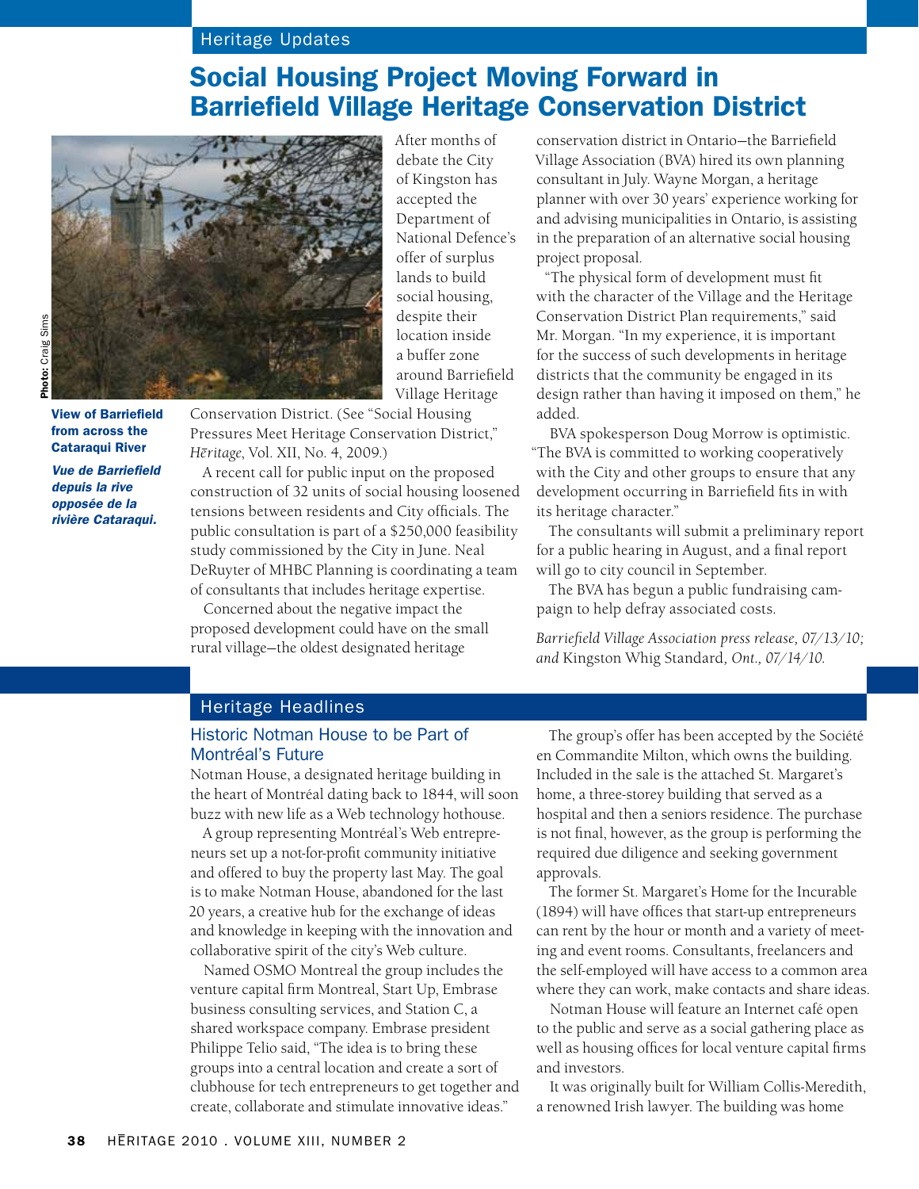## Heritage Updates

# Social Housing Project Moving Forward in Barriefield Village Heritage Conservation District

Photo: Craig Sims

**View of Barriefield from across the Cataraqui River**

***Vue de Barriefield depuis la rive opposée de la rivière Cataraqui.***

After months of debate the City of Kingston has accepted the Department of National Defence's offer of surplus lands to build social housing, despite their location inside a buffer zone around Barriefield Village Heritage Conservation District. (See "Social Housing Pressures Meet Heritage Conservation District," *Hēritage*, Vol. XII, No. 4, 2009.)

A recent call for public input on the proposed construction of 32 units of social housing loosened tensions between residents and City officials. The public consultation is part of a $250,000 feasibility study commissioned by the City in June. Neal DeRuyter of MHBC Planning is coordinating a team of consultants that includes heritage expertise.

Concerned about the negative impact the proposed development could have on the small rural village—the oldest designated heritage conservation district in Ontario—the Barriefield Village Association (BVA) hired its own planning consultant in July. Wayne Morgan, a heritage planner with over 30 years' experience working for and advising municipalities in Ontario, is assisting in the preparation of an alternative social housing project proposal.

"The physical form of development must fit with the character of the Village and the Heritage Conservation District Plan requirements," said Mr. Morgan. "In my experience, it is important for the success of such developments in heritage districts that the community be engaged in its design rather than having it imposed on them," he added.

BVA spokesperson Doug Morrow is optimistic. "The BVA is committed to working cooperatively with the City and other groups to ensure that any development occurring in Barriefield fits in with its heritage character."

The consultants will submit a preliminary report for a public hearing in August, and a final report will go to city council in September.

The BVA has begun a public fundraising campaign to help defray associated costs.

*Barriefield Village Association press release, 07/13/10; and* Kingston Whig Standard*, Ont., 07/14/10.*

## Heritage Headlines

### Historic Notman House to be Part of Montréal's Future

Notman House, a designated heritage building in the heart of Montréal dating back to 1844, will soon buzz with new life as a Web technology hothouse.

A group representing Montréal's Web entrepreneurs set up a not-for-profit community initiative and offered to buy the property last May. The goal is to make Notman House, abandoned for the last 20 years, a creative hub for the exchange of ideas and knowledge in keeping with the innovation and collaborative spirit of the city's Web culture.

Named OSMO Montreal the group includes the venture capital firm Montreal, Start Up, Embrase business consulting services, and Station C, a shared workspace company. Embrase president Philippe Telio said, "The idea is to bring these groups into a central location and create a sort of clubhouse for tech entrepreneurs to get together and create, collaborate and stimulate innovative ideas."

The group's offer has been accepted by the Société en Commandite Milton, which owns the building. Included in the sale is the attached St. Margaret's home, a three-storey building that served as a hospital and then a seniors residence. The purchase is not final, however, as the group is performing the required due diligence and seeking government approvals.

The former St. Margaret's Home for the Incurable (1894) will have offices that start-up entrepreneurs can rent by the hour or month and a variety of meeting and event rooms. Consultants, freelancers and the self-employed will have access to a common area where they can work, make contacts and share ideas.

Notman House will feature an Internet café open to the public and serve as a social gathering place as well as housing offices for local venture capital firms and investors.

It was originally built for William Collis-Meredith, a renowned Irish lawyer. The building was home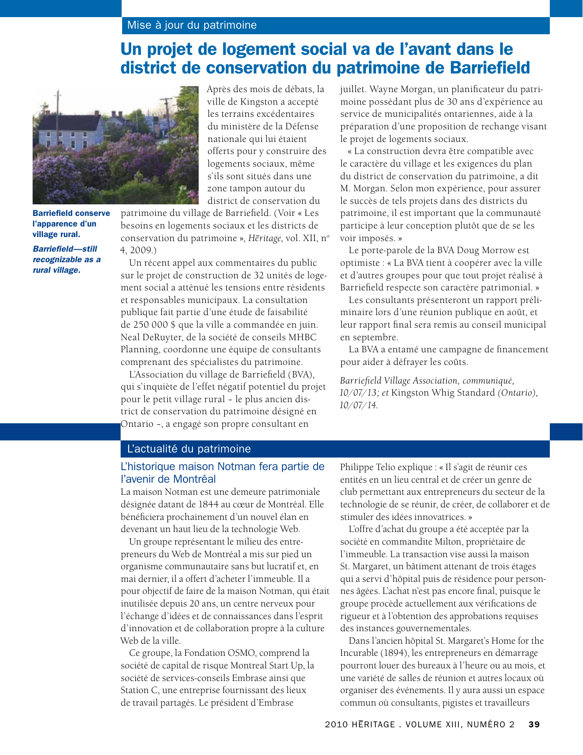Mise à jour du patrimoine

# Un projet de logement social va de l'avant dans le district de conservation du patrimoine de Barriefield

**Barriefield conserve l'apparence d'un village rural.**

***Barriefield—still recognizable as a rural village.***

Après des mois de débats, la ville de Kingston a accepté les terrains excédentaires du ministère de la Défense nationale qui lui étaient offerts pour y construire des logements sociaux, même s'ils sont situés dans une zone tampon autour du district de conservation du patrimoine du village de Barriefield. (Voir « Les besoins en logements sociaux et les districts de conservation du patrimoine », *Hēritage*, vol. XII, nº 4, 2009.)

Un récent appel aux commentaires du public sur le projet de construction de 32 unités de logement social a atténué les tensions entre résidents et responsables municipaux. La consultation publique fait partie d'une étude de faisabilité de 250 000 $ que la ville a commandée en juin. Neal DeRuyter, de la société de conseils MHBC Planning, coordonne une équipe de consultants comprenant des spécialistes du patrimoine.

L'Association du village de Barriefield (BVA), qui s'inquiète de l'effet négatif potentiel du projet pour le petit village rural – le plus ancien district de conservation du patrimoine désigné en Ontario –, a engagé son propre consultant en juillet. Wayne Morgan, un planificateur du patrimoine possédant plus de 30 ans d'expérience au service de municipalités ontariennes, aide à la préparation d'une proposition de rechange visant le projet de logements sociaux.

« La construction devra être compatible avec le caractère du village et les exigences du plan du district de conservation du patrimoine, a dit M. Morgan. Selon mon expérience, pour assurer le succès de tels projets dans des districts du patrimoine, il est important que la communauté participe à leur conception plutôt que de se les voir imposés. »

Le porte-parole de la BVA Doug Morrow est optimiste : « La BVA tient à coopérer avec la ville et d'autres groupes pour que tout projet réalisé à Barriefield respecte son caractère patrimonial. »

Les consultants présenteront un rapport préliminaire lors d'une réunion publique en août, et leur rapport final sera remis au conseil municipal en septembre.

La BVA a entamé une campagne de financement pour aider à défrayer les coûts.

*Barriefield Village Association, communiqué, 10/07/13; et* Kingston Whig Standard *(Ontario), 10/07/14.*

L'actualité du patrimoine

## L'historique maison Notman fera partie de l'avenir de Montréal

La maison Notman est une demeure patrimoniale désignée datant de 1844 au cœur de Montréal. Elle bénéficiera prochainement d'un nouvel élan en devenant un haut lieu de la technologie Web.

Un groupe représentant le milieu des entrepreneurs du Web de Montréal a mis sur pied un organisme communautaire sans but lucratif et, en mai dernier, il a offert d'acheter l'immeuble. Il a pour objectif de faire de la maison Notman, qui était inutilisée depuis 20 ans, un centre nerveux pour l'échange d'idées et de connaissances dans l'esprit d'innovation et de collaboration propre à la culture Web de la ville.

Ce groupe, la Fondation OSMO, comprend la société de capital de risque Montreal Start Up, la société de services-conseils Embrase ainsi que Station C, une entreprise fournissant des lieux de travail partagés. Le président d'Embrase Philippe Telio explique : « Il s'agit de réunir ces entités en un lieu central et de créer un genre de club permettant aux entrepreneurs du secteur de la technologie de se réunir, de créer, de collaborer et de stimuler des idées innovatrices. »

L'offre d'achat du groupe a été acceptée par la société en commandite Milton, propriétaire de l'immeuble. La transaction vise aussi la maison St. Margaret, un bâtiment attenant de trois étages qui a servi d'hôpital puis de résidence pour personnes âgées. L'achat n'est pas encore final, puisque le groupe procède actuellement aux vérifications de rigueur et à l'obtention des approbations requises des instances gouvernementales.

Dans l'ancien hôpital St. Margaret's Home for the Incurable (1894), les entrepreneurs en démarrage pourront louer des bureaux à l'heure ou au mois, et une variété de salles de réunion et autres locaux où organiser des événements. Il y aura aussi un espace commun où consultants, pigistes et travailleurs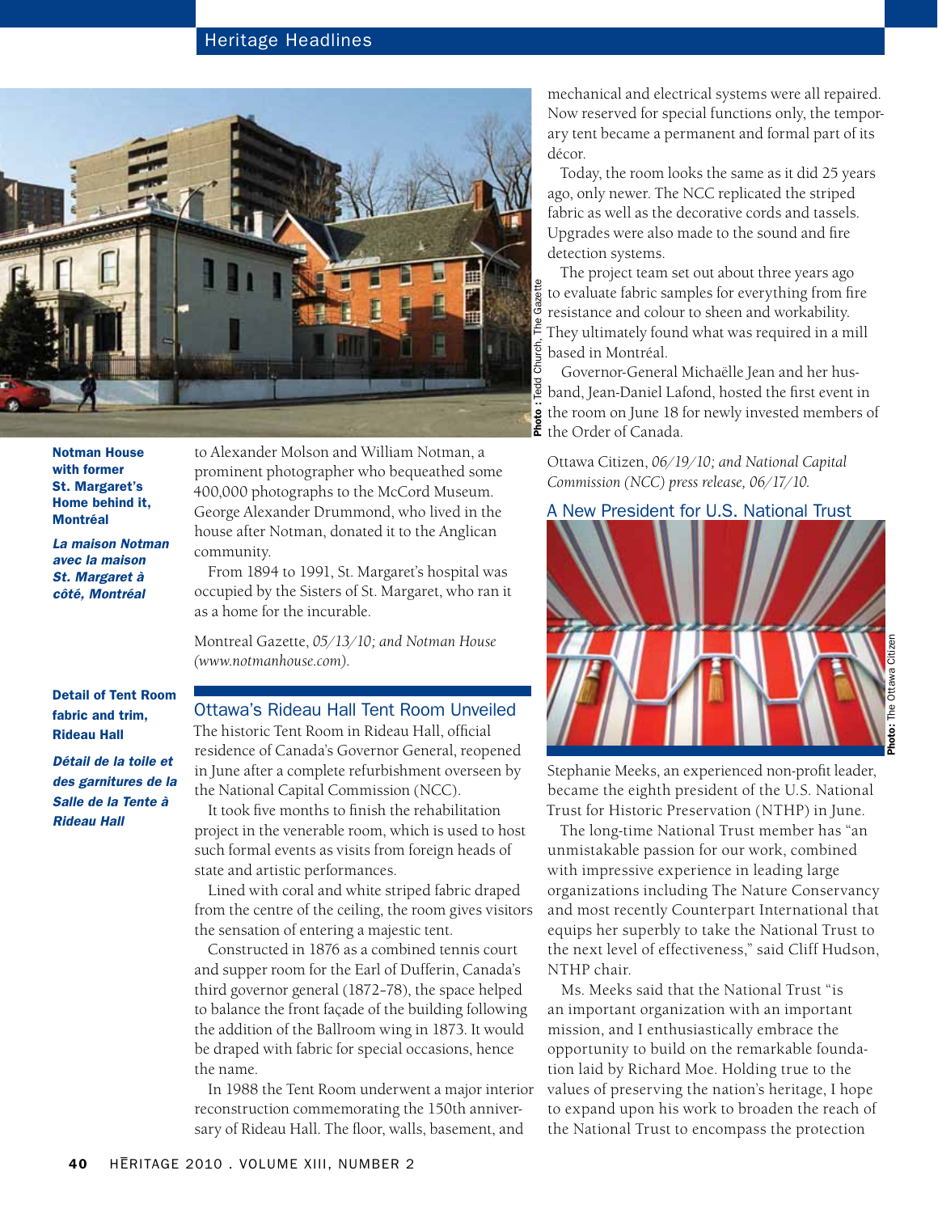**Notman House with former St. Margaret's Home behind it, Montréal**

***La maison Notman avec la maison St. Margaret à côté, Montréal***

Photo : Tedd Church, The Gazette

to Alexander Molson and William Notman, a prominent photographer who bequeathed some 400,000 photographs to the McCord Museum. George Alexander Drummond, who lived in the house after Notman, donated it to the Anglican community.

From 1894 to 1991, St. Margaret's hospital was occupied by the Sisters of St. Margaret, who ran it as a home for the incurable.

Montreal Gazette, *05/13/10; and Notman House (www.notmanhouse.com).*

## Ottawa's Rideau Hall Tent Room Unveiled

**Detail of Tent Room fabric and trim, Rideau Hall**

***Détail de la toile et des garnitures de la Salle de la Tente à Rideau Hall***

The historic Tent Room in Rideau Hall, official residence of Canada's Governor General, reopened in June after a complete refurbishment overseen by the National Capital Commission (NCC).

It took five months to finish the rehabilitation project in the venerable room, which is used to host such formal events as visits from foreign heads of state and artistic performances.

Lined with coral and white striped fabric draped from the centre of the ceiling, the room gives visitors the sensation of entering a majestic tent.

Constructed in 1876 as a combined tennis court and supper room for the Earl of Dufferin, Canada's third governor general (1872–78), the space helped to balance the front façade of the building following the addition of the Ballroom wing in 1873. It would be draped with fabric for special occasions, hence the name.

In 1988 the Tent Room underwent a major interior reconstruction commemorating the 150th anniversary of Rideau Hall. The floor, walls, basement, and mechanical and electrical systems were all repaired. Now reserved for special functions only, the temporary tent became a permanent and formal part of its décor.

Today, the room looks the same as it did 25 years ago, only newer. The NCC replicated the striped fabric as well as the decorative cords and tassels. Upgrades were also made to the sound and fire detection systems.

The project team set out about three years ago to evaluate fabric samples for everything from fire resistance and colour to sheen and workability. They ultimately found what was required in a mill based in Montréal.

Governor-General Michaëlle Jean and her husband, Jean-Daniel Lafond, hosted the first event in the room on June 18 for newly invested members of the Order of Canada.

Ottawa Citizen, *06/19/10; and National Capital Commission (NCC) press release, 06/17/10.*

## A New President for U.S. National Trust

**Photo:** The Ottawa Citizen

Stephanie Meeks, an experienced non-profit leader, became the eighth president of the U.S. National Trust for Historic Preservation (NTHP) in June.

The long-time National Trust member has "an unmistakable passion for our work, combined with impressive experience in leading large organizations including The Nature Conservancy and most recently Counterpart International that equips her superbly to take the National Trust to the next level of effectiveness," said Cliff Hudson, NTHP chair.

Ms. Meeks said that the National Trust "is an important organization with an important mission, and I enthusiastically embrace the opportunity to build on the remarkable foundation laid by Richard Moe. Holding true to the values of preserving the nation's heritage, I hope to expand upon his work to broaden the reach of the National Trust to encompass the protection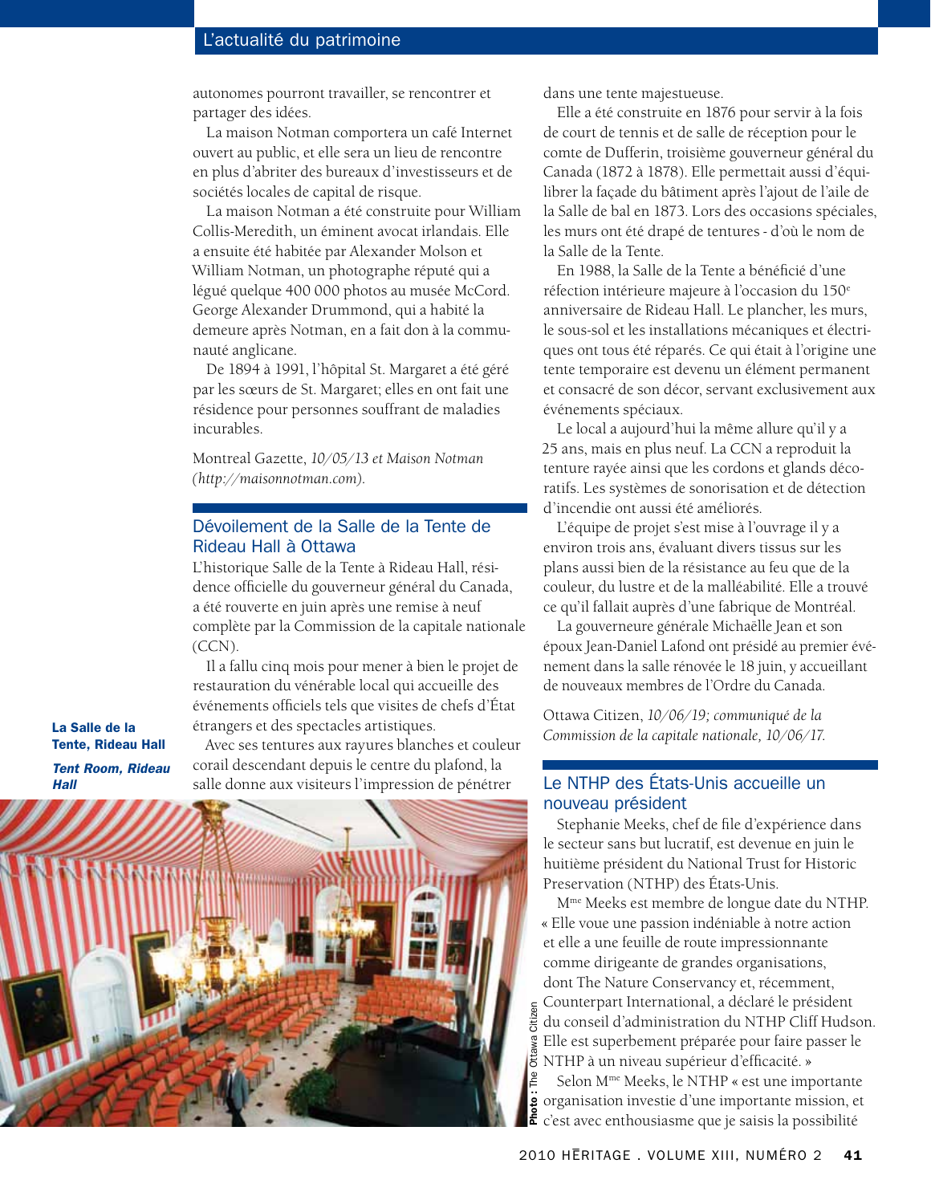autonomes pourront travailler, se rencontrer et partager des idées.

La maison Notman comportera un café Internet ouvert au public, et elle sera un lieu de rencontre en plus d'abriter des bureaux d'investisseurs et de sociétés locales de capital de risque.

La maison Notman a été construite pour William Collis-Meredith, un éminent avocat irlandais. Elle a ensuite été habitée par Alexander Molson et William Notman, un photographe réputé qui a légué quelque 400 000 photos au musée McCord. George Alexander Drummond, qui a habité la demeure après Notman, en a fait don à la communauté anglicane.

De 1894 à 1991, l'hôpital St. Margaret a été géré par les sœurs de St. Margaret; elles en ont fait une résidence pour personnes souffrant de maladies incurables.

Montreal Gazette, *10/05/13 et Maison Notman (http://maisonnotman.com).*

## Dévoilement de la Salle de la Tente de Rideau Hall à Ottawa

L'historique Salle de la Tente à Rideau Hall, résidence officielle du gouverneur général du Canada, a été rouverte en juin après une remise à neuf complète par la Commission de la capitale nationale (CCN).

Il a fallu cinq mois pour mener à bien le projet de restauration du vénérable local qui accueille des événements officiels tels que visites de chefs d'État étrangers et des spectacles artistiques.

Avec ses tentures aux rayures blanches et couleur corail descendant depuis le centre du plafond, la salle donne aux visiteurs l'impression de pénétrer dans une tente majestueuse.

Elle a été construite en 1876 pour servir à la fois de court de tennis et de salle de réception pour le comte de Dufferin, troisième gouverneur général du Canada (1872 à 1878). Elle permettait aussi d'équilibrer la façade du bâtiment après l'ajout de l'aile de la Salle de bal en 1873. Lors des occasions spéciales, les murs ont été drapé de tentures - d'où le nom de la Salle de la Tente.

En 1988, la Salle de la Tente a bénéficié d'une réfection intérieure majeure à l'occasion du 150[e] anniversaire de Rideau Hall. Le plancher, les murs, le sous-sol et les installations mécaniques et électriques ont tous été réparés. Ce qui était à l'origine une tente temporaire est devenu un élément permanent et consacré de son décor, servant exclusivement aux événements spéciaux.

Le local a aujourd'hui la même allure qu'il y a 25 ans, mais en plus neuf. La CCN a reproduit la tenture rayée ainsi que les cordons et glands décoratifs. Les systèmes de sonorisation et de détection d'incendie ont aussi été améliorés.

L'équipe de projet s'est mise à l'ouvrage il y a environ trois ans, évaluant divers tissus sur les plans aussi bien de la résistance au feu que de la couleur, du lustre et de la malléabilité. Elle a trouvé ce qu'il fallait auprès d'une fabrique de Montréal.

La gouverneure générale Michaëlle Jean et son époux Jean-Daniel Lafond ont présidé au premier événement dans la salle rénovée le 18 juin, y accueillant de nouveaux membres de l'Ordre du Canada.

Ottawa Citizen, *10/06/19; communiqué de la Commission de la capitale nationale, 10/06/17.*

**La Salle de la Tente, Rideau Hall**

***Tent Room, Rideau Hall***

Photo : The Ottawa Citizen

## Le NTHP des États-Unis accueille un nouveau président

Stephanie Meeks, chef de file d'expérience dans le secteur sans but lucratif, est devenue en juin le huitième président du National Trust for Historic Preservation (NTHP) des États-Unis.

M[me] Meeks est membre de longue date du NTHP. « Elle voue une passion indéniable à notre action et elle a une feuille de route impressionnante comme dirigeante de grandes organisations, dont The Nature Conservancy et, récemment, Counterpart International, a déclaré le président du conseil d'administration du NTHP Cliff Hudson. Elle est superbement préparée pour faire passer le NTHP à un niveau supérieur d'efficacité. »

Selon M[me] Meeks, le NTHP « est une importante organisation investie d'une importante mission, et c'est avec enthousiasme que je saisis la possibilité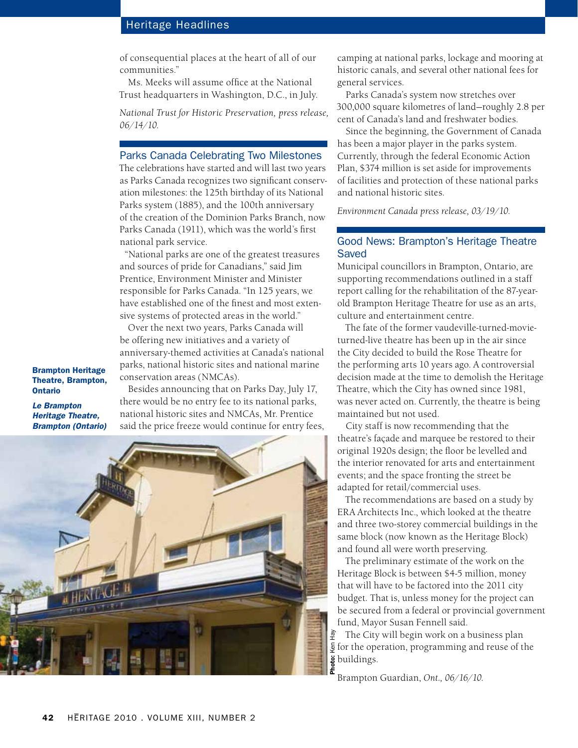of consequential places at the heart of all of our communities."

Ms. Meeks will assume office at the National Trust headquarters in Washington, D.C., in July.

*National Trust for Historic Preservation, press release, 06/14/10.*

## Parks Canada Celebrating Two Milestones

The celebrations have started and will last two years as Parks Canada recognizes two significant conservation milestones: the 125th birthday of its National Parks system (1885), and the 100th anniversary of the creation of the Dominion Parks Branch, now Parks Canada (1911), which was the world's first national park service.

"National parks are one of the greatest treasures and sources of pride for Canadians," said Jim Prentice, Environment Minister and Minister responsible for Parks Canada. "In 125 years, we have established one of the finest and most extensive systems of protected areas in the world."

Over the next two years, Parks Canada will be offering new initiatives and a variety of anniversary-themed activities at Canada's national parks, national historic sites and national marine conservation areas (NMCAs).

Besides announcing that on Parks Day, July 17, there would be no entry fee to its national parks, national historic sites and NMCAs, Mr. Prentice said the price freeze would continue for entry fees, camping at national parks, lockage and mooring at historic canals, and several other national fees for general services.

Parks Canada's system now stretches over 300,000 square kilometres of land—roughly 2.8 per cent of Canada's land and freshwater bodies.

Since the beginning, the Government of Canada has been a major player in the parks system. Currently, through the federal Economic Action Plan, $374 million is set aside for improvements of facilities and protection of these national parks and national historic sites.

*Environment Canada press release, 03/19/10.*

## Good News: Brampton's Heritage Theatre Saved

Municipal councillors in Brampton, Ontario, are supporting recommendations outlined in a staff report calling for the rehabilitation of the 87-year-old Brampton Heritage Theatre for use as an arts, culture and entertainment centre.

The fate of the former vaudeville-turned-movie-turned-live theatre has been up in the air since the City decided to build the Rose Theatre for the performing arts 10 years ago. A controversial decision made at the time to demolish the Heritage Theatre, which the City has owned since 1981, was never acted on. Currently, the theatre is being maintained but not used.

City staff is now recommending that the theatre's façade and marquee be restored to their original 1920s design; the floor be levelled and the interior renovated for arts and entertainment events; and the space fronting the street be adapted for retail/commercial uses.

The recommendations are based on a study by ERA Architects Inc., which looked at the theatre and three two-storey commercial buildings in the same block (now known as the Heritage Block) and found all were worth preserving.

The preliminary estimate of the work on the Heritage Block is between $4-5 million, money that will have to be factored into the 2011 city budget. That is, unless money for the project can be secured from a federal or provincial government fund, Mayor Susan Fennell said.

The City will begin work on a business plan for the operation, programming and reuse of the buildings.

Brampton Guardian, *Ont., 06/16/10.*

**Brampton Heritage Theatre, Brampton, Ontario**

***Le Brampton Heritage Theatre, Brampton (Ontario)***

**Photo:** Ken Hay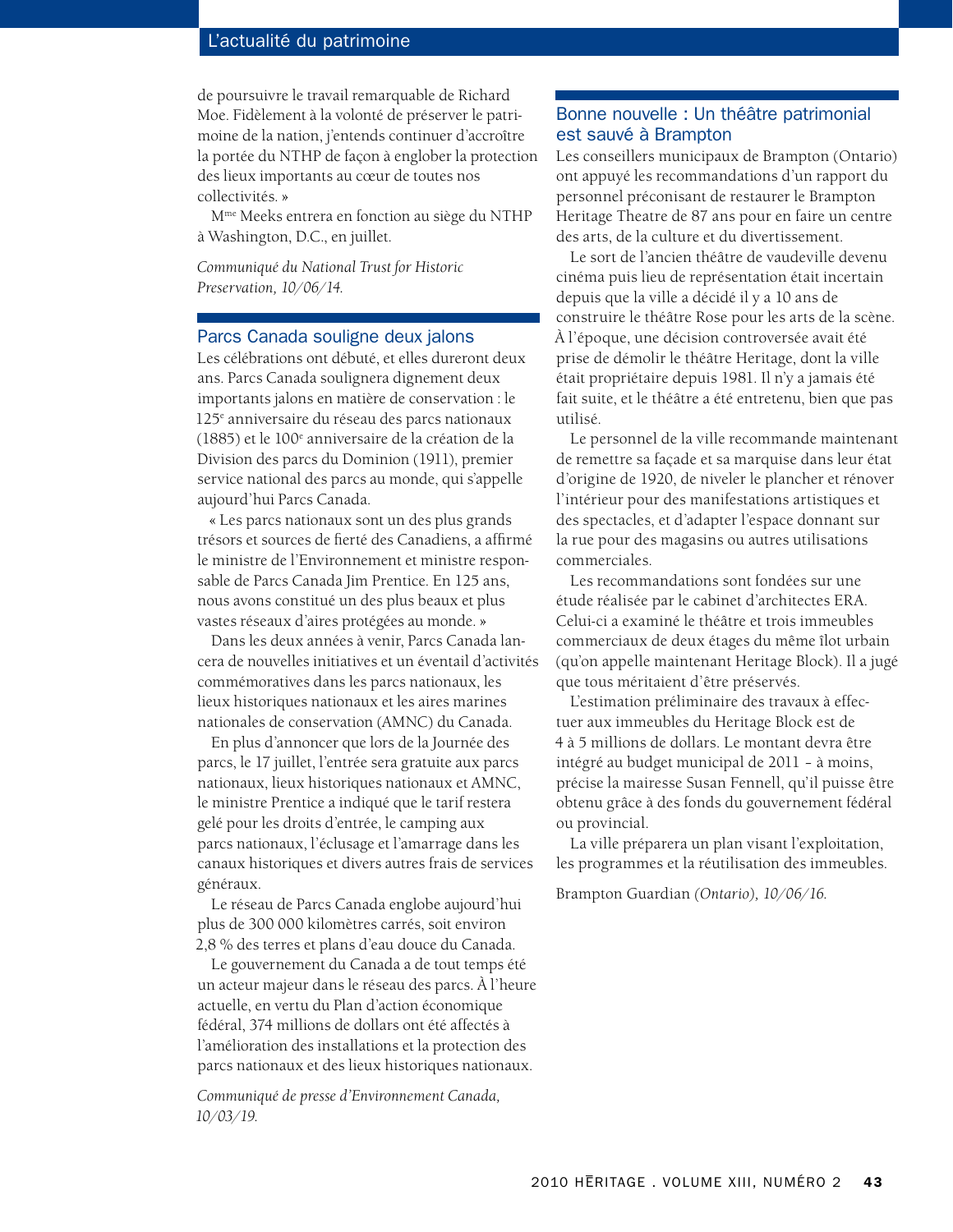de poursuivre le travail remarquable de Richard Moe. Fidèlement à la volonté de préserver le patrimoine de la nation, j'entends continuer d'accroître la portée du NTHP de façon à englober la protection des lieux importants au cœur de toutes nos collectivités. »

Mme Meeks entrera en fonction au siège du NTHP à Washington, D.C., en juillet.

*Communiqué du National Trust for Historic Preservation, 10/06/14.*

## Parcs Canada souligne deux jalons

Les célébrations ont débuté, et elles dureront deux ans. Parcs Canada soulignera dignement deux importants jalons en matière de conservation : le 125e anniversaire du réseau des parcs nationaux (1885) et le 100e anniversaire de la création de la Division des parcs du Dominion (1911), premier service national des parcs au monde, qui s'appelle aujourd'hui Parcs Canada.

« Les parcs nationaux sont un des plus grands trésors et sources de fierté des Canadiens, a affirmé le ministre de l'Environnement et ministre responsable de Parcs Canada Jim Prentice. En 125 ans, nous avons constitué un des plus beaux et plus vastes réseaux d'aires protégées au monde. »

Dans les deux années à venir, Parcs Canada lancera de nouvelles initiatives et un éventail d'activités commémoratives dans les parcs nationaux, les lieux historiques nationaux et les aires marines nationales de conservation (AMNC) du Canada.

En plus d'annoncer que lors de la Journée des parcs, le 17 juillet, l'entrée sera gratuite aux parcs nationaux, lieux historiques nationaux et AMNC, le ministre Prentice a indiqué que le tarif restera gelé pour les droits d'entrée, le camping aux parcs nationaux, l'éclusage et l'amarrage dans les canaux historiques et divers autres frais de services généraux.

Le réseau de Parcs Canada englobe aujourd'hui plus de 300 000 kilomètres carrés, soit environ 2,8 % des terres et plans d'eau douce du Canada.

Le gouvernement du Canada a de tout temps été un acteur majeur dans le réseau des parcs. À l'heure actuelle, en vertu du Plan d'action économique fédéral, 374 millions de dollars ont été affectés à l'amélioration des installations et la protection des parcs nationaux et des lieux historiques nationaux.

*Communiqué de presse d'Environnement Canada, 10/03/19.*

## Bonne nouvelle : Un théâtre patrimonial est sauvé à Brampton

Les conseillers municipaux de Brampton (Ontario) ont appuyé les recommandations d'un rapport du personnel préconisant de restaurer le Brampton Heritage Theatre de 87 ans pour en faire un centre des arts, de la culture et du divertissement.

Le sort de l'ancien théâtre de vaudeville devenu cinéma puis lieu de représentation était incertain depuis que la ville a décidé il y a 10 ans de construire le théâtre Rose pour les arts de la scène. À l'époque, une décision controversée avait été prise de démolir le théâtre Heritage, dont la ville était propriétaire depuis 1981. Il n'y a jamais été fait suite, et le théâtre a été entretenu, bien que pas utilisé.

Le personnel de la ville recommande maintenant de remettre sa façade et sa marquise dans leur état d'origine de 1920, de niveler le plancher et rénover l'intérieur pour des manifestations artistiques et des spectacles, et d'adapter l'espace donnant sur la rue pour des magasins ou autres utilisations commerciales.

Les recommandations sont fondées sur une étude réalisée par le cabinet d'architectes ERA. Celui-ci a examiné le théâtre et trois immeubles commerciaux de deux étages du même îlot urbain (qu'on appelle maintenant Heritage Block). Il a jugé que tous méritaient d'être préservés.

L'estimation préliminaire des travaux à effectuer aux immeubles du Heritage Block est de 4 à 5 millions de dollars. Le montant devra être intégré au budget municipal de 2011 – à moins, précise la mairesse Susan Fennell, qu'il puisse être obtenu grâce à des fonds du gouvernement fédéral ou provincial.

La ville préparera un plan visant l'exploitation, les programmes et la réutilisation des immeubles.

Brampton Guardian *(Ontario), 10/06/16.*